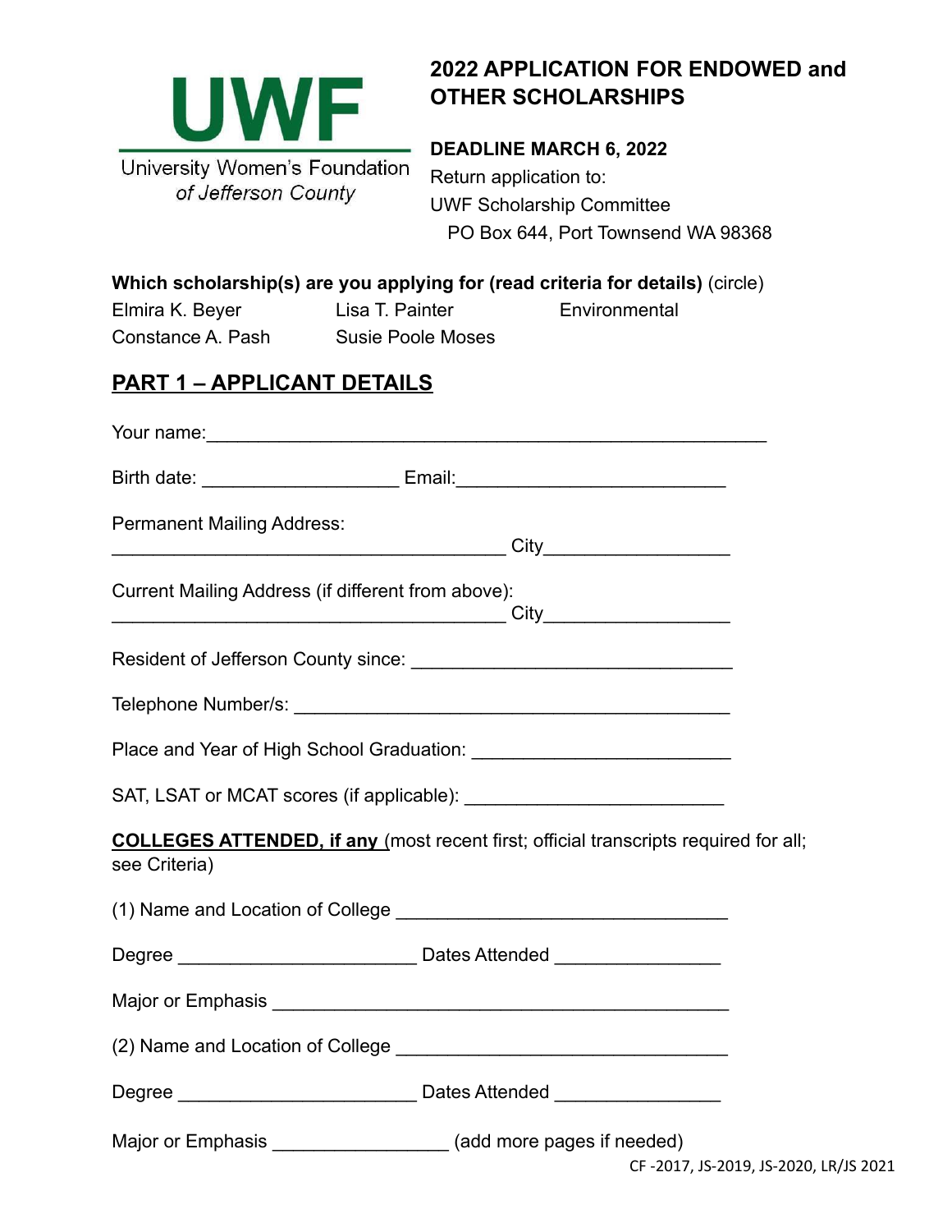**UWF**

University Women's Foundation
*of Jefferson County*

# 2022 APPLICATION FOR ENDOWED and OTHER SCHOLARSHIPS

**DEADLINE MARCH 6, 2022**

Return application to:
UWF Scholarship Committee
PO Box 644, Port Townsend WA 98368

**Which scholarship(s) are you applying for (read criteria for details)** (circle)

Elmira K. Beyer    Lisa T. Painter    Environmental
Constance A. Pash    Susie Poole Moses

## PART 1 – APPLICANT DETAILS

Your name:______________________________________________________

Birth date: ___________________ Email:__________________________

Permanent Mailing Address:
______________________________________ City_________________

Current Mailing Address (if different from above):
______________________________________ City_________________

Resident of Jefferson County since: _______________________________

Telephone Number/s: __________________________________________

Place and Year of High School Graduation: _________________________

SAT, LSAT or MCAT scores (if applicable): ________________________

**COLLEGES ATTENDED, if any** (most recent first; official transcripts required for all; see Criteria)

(1) Name and Location of College ________________________________

Degree _______________________ Dates Attended ________________

Major or Emphasis ____________________________________________

(2) Name and Location of College ________________________________

Degree _______________________ Dates Attended ________________

Major or Emphasis _________________ (add more pages if needed)

CF -2017, JS-2019, JS-2020, LR/JS 2021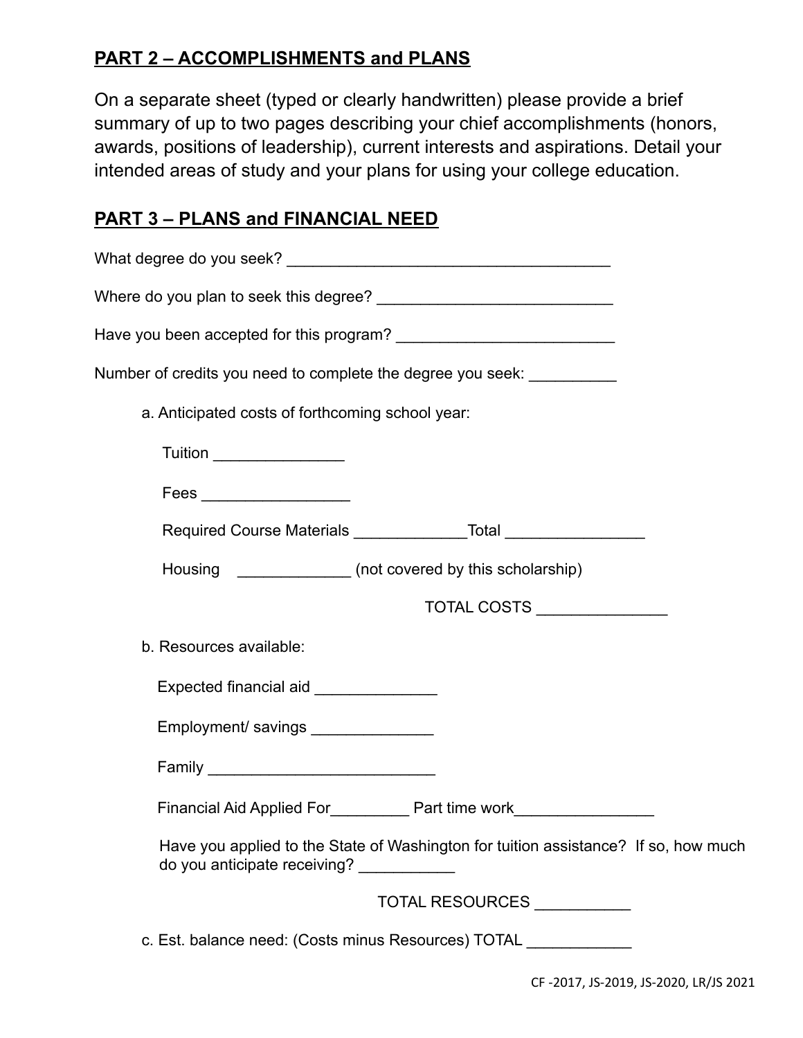## PART 2 – ACCOMPLISHMENTS and PLANS

On a separate sheet (typed or clearly handwritten) please provide a brief summary of up to two pages describing your chief accomplishments (honors, awards, positions of leadership), current interests and aspirations. Detail your intended areas of study and your plans for using your college education.

## PART 3 – PLANS and FINANCIAL NEED

What degree do you seek? _____________________________________

Where do you plan to seek this degree? ___________________________

Have you been accepted for this program? ________________________

Number of credits you need to complete the degree you seek: __________

a. Anticipated costs of forthcoming school year:

Tuition _______________

Fees _________________

Required Course Materials _____________Total ________________

Housing _____________ (not covered by this scholarship)

TOTAL COSTS _______________

b. Resources available:

Expected financial aid ______________

Employment/ savings ______________

Family __________________________

Financial Aid Applied For_________ Part time work________________

Have you applied to the State of Washington for tuition assistance? If so, how much do you anticipate receiving? ___________

TOTAL RESOURCES ___________

c. Est. balance need: (Costs minus Resources) TOTAL ____________

CF -2017, JS-2019, JS-2020, LR/JS 2021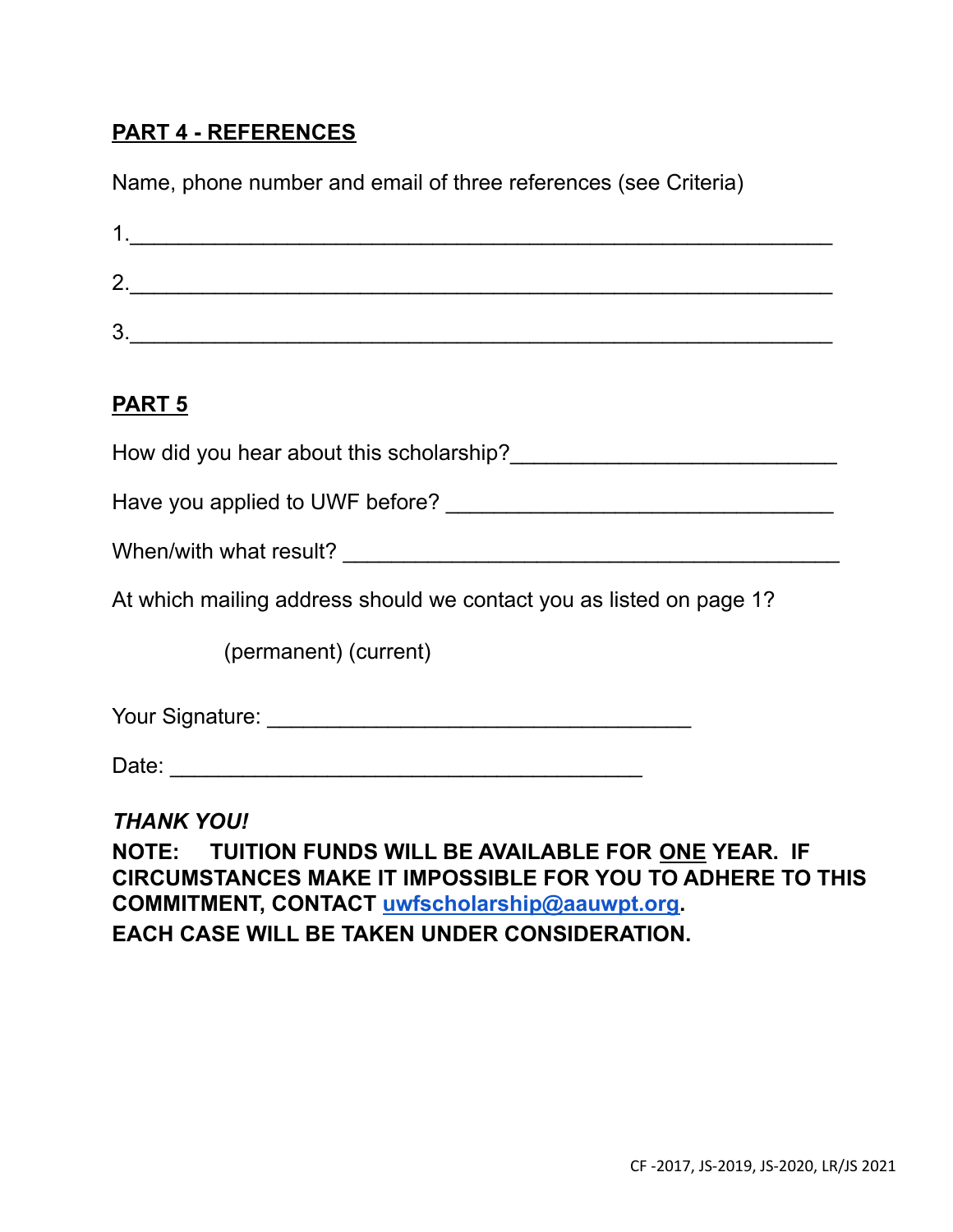**PART 4 - REFERENCES**

Name, phone number and email of three references (see Criteria)

1.\_\_\_\_\_\_\_\_\_\_\_\_\_\_\_\_\_\_\_\_\_\_\_\_\_\_\_\_\_\_\_\_\_\_\_\_\_\_\_\_\_\_\_\_\_\_\_\_\_\_\_\_\_\_\_\_\_\_

2.\_\_\_\_\_\_\_\_\_\_\_\_\_\_\_\_\_\_\_\_\_\_\_\_\_\_\_\_\_\_\_\_\_\_\_\_\_\_\_\_\_\_\_\_\_\_\_\_\_\_\_\_\_\_\_\_\_\_

3.\_\_\_\_\_\_\_\_\_\_\_\_\_\_\_\_\_\_\_\_\_\_\_\_\_\_\_\_\_\_\_\_\_\_\_\_\_\_\_\_\_\_\_\_\_\_\_\_\_\_\_\_\_\_\_\_\_\_

**PART 5**

How did you hear about this scholarship?\_\_\_\_\_\_\_\_\_\_\_\_\_\_\_\_\_\_\_\_\_\_\_\_\_\_\_

Have you applied to UWF before? \_\_\_\_\_\_\_\_\_\_\_\_\_\_\_\_\_\_\_\_\_\_\_\_\_\_\_\_\_\_\_\_\_

When/with what result? \_\_\_\_\_\_\_\_\_\_\_\_\_\_\_\_\_\_\_\_\_\_\_\_\_\_\_\_\_\_\_\_\_\_\_\_\_\_\_\_\_\_

At which mailing address should we contact you as listed on page 1?

(permanent) (current)

Your Signature: \_\_\_\_\_\_\_\_\_\_\_\_\_\_\_\_\_\_\_\_\_\_\_\_\_\_\_\_\_\_\_\_\_\_\_

Date: \_\_\_\_\_\_\_\_\_\_\_\_\_\_\_\_\_\_\_\_\_\_\_\_\_\_\_\_\_\_\_\_\_\_\_\_\_\_\_

***THANK YOU!***

**NOTE: TUITION FUNDS WILL BE AVAILABLE FOR ONE YEAR. IF CIRCUMSTANCES MAKE IT IMPOSSIBLE FOR YOU TO ADHERE TO THIS COMMITMENT, CONTACT uwfscholarship@aauwpt.org.**
**EACH CASE WILL BE TAKEN UNDER CONSIDERATION.**

CF -2017, JS-2019, JS-2020, LR/JS 2021